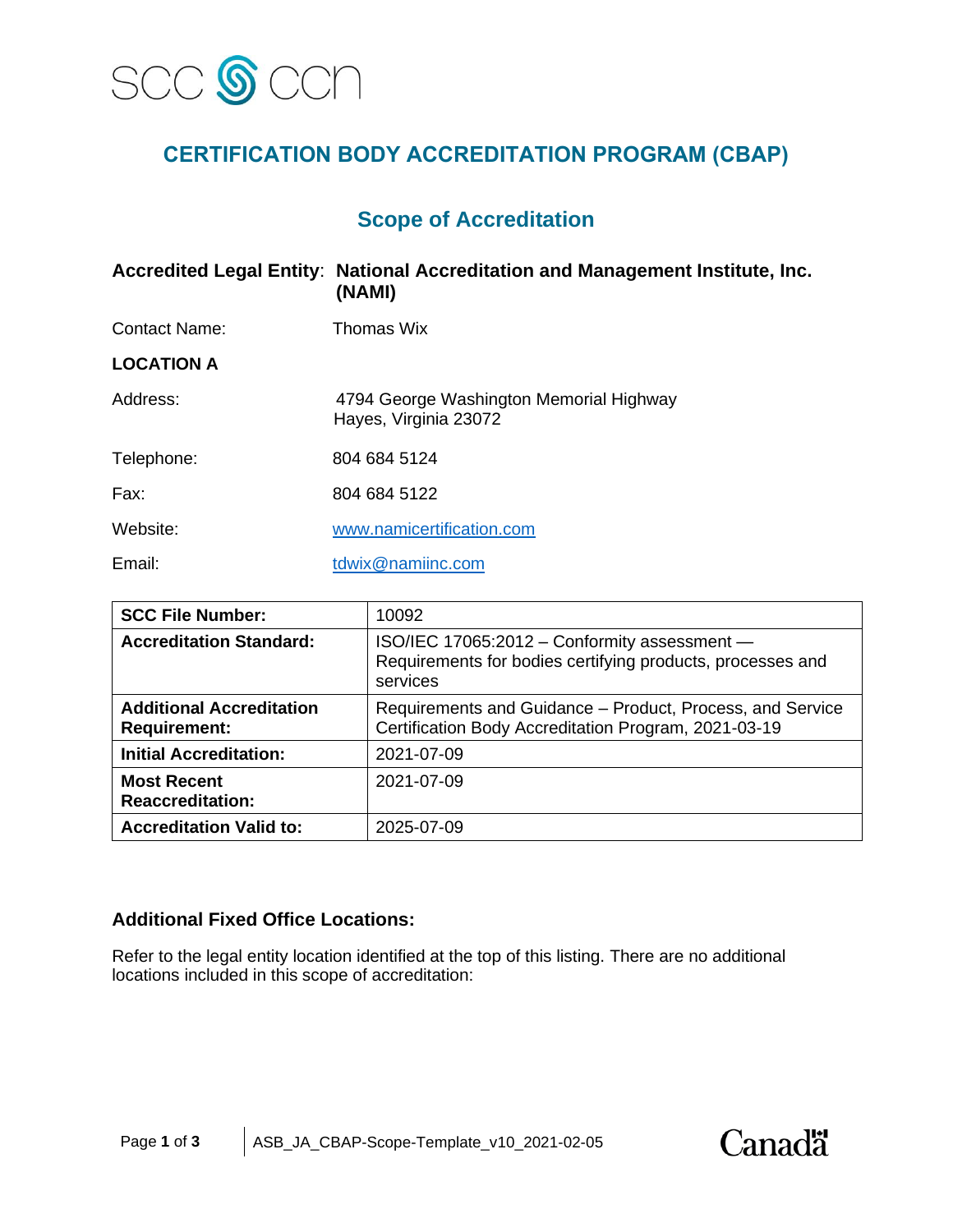# CERTIFICATION BODY ACCREDITATION PROGRAM (CBAP)

## Scope of Accreditation

**Accredited Legal Entity**: **National Accreditation and Management Institute, Inc. (NAMI)**

Contact Name: Thomas Wix

**LOCATION A**

Address: 4794 George Washington Memorial Highway
Hayes, Virginia 23072

Telephone: 804 684 5124

Fax: 804 684 5122

Website: www.namicertification.com

Email: tdwix@namiinc.com

| | |
|---|---|
| **SCC File Number:** | 10092 |
| **Accreditation Standard:** | ISO/IEC 17065:2012 – Conformity assessment — Requirements for bodies certifying products, processes and services |
| **Additional Accreditation Requirement:** | Requirements and Guidance – Product, Process, and Service Certification Body Accreditation Program, 2021-03-19 |
| **Initial Accreditation:** | 2021-07-09 |
| **Most Recent Reaccreditation:** | 2021-07-09 |
| **Accreditation Valid to:** | 2025-07-09 |

### Additional Fixed Office Locations:

Refer to the legal entity location identified at the top of this listing. There are no additional locations included in this scope of accreditation:

ASB_JA_CBAP-Scope-Template_v10_2021-02-05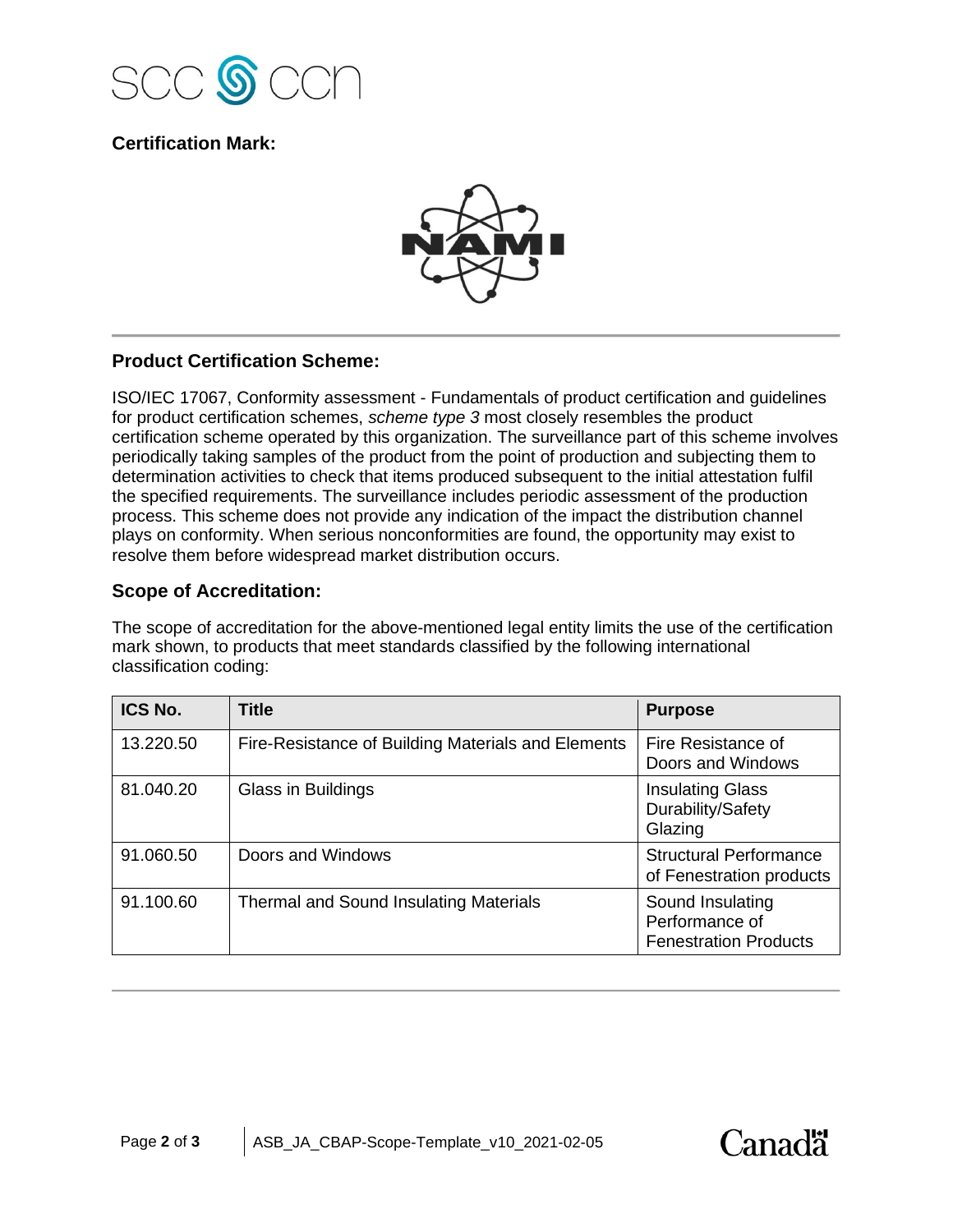## Certification Mark:

NAMI

## Product Certification Scheme:

ISO/IEC 17067, Conformity assessment - Fundamentals of product certification and guidelines for product certification schemes, *scheme type 3* most closely resembles the product certification scheme operated by this organization. The surveillance part of this scheme involves periodically taking samples of the product from the point of production and subjecting them to determination activities to check that items produced subsequent to the initial attestation fulfil the specified requirements. The surveillance includes periodic assessment of the production process. This scheme does not provide any indication of the impact the distribution channel plays on conformity. When serious nonconformities are found, the opportunity may exist to resolve them before widespread market distribution occurs.

## Scope of Accreditation:

The scope of accreditation for the above-mentioned legal entity limits the use of the certification mark shown, to products that meet standards classified by the following international classification coding:

| ICS No. | Title | Purpose |
| --- | --- | --- |
| 13.220.50 | Fire-Resistance of Building Materials and Elements | Fire Resistance of Doors and Windows |
| 81.040.20 | Glass in Buildings | Insulating Glass Durability/Safety Glazing |
| 91.060.50 | Doors and Windows | Structural Performance of Fenestration products |
| 91.100.60 | Thermal and Sound Insulating Materials | Sound Insulating Performance of Fenestration Products |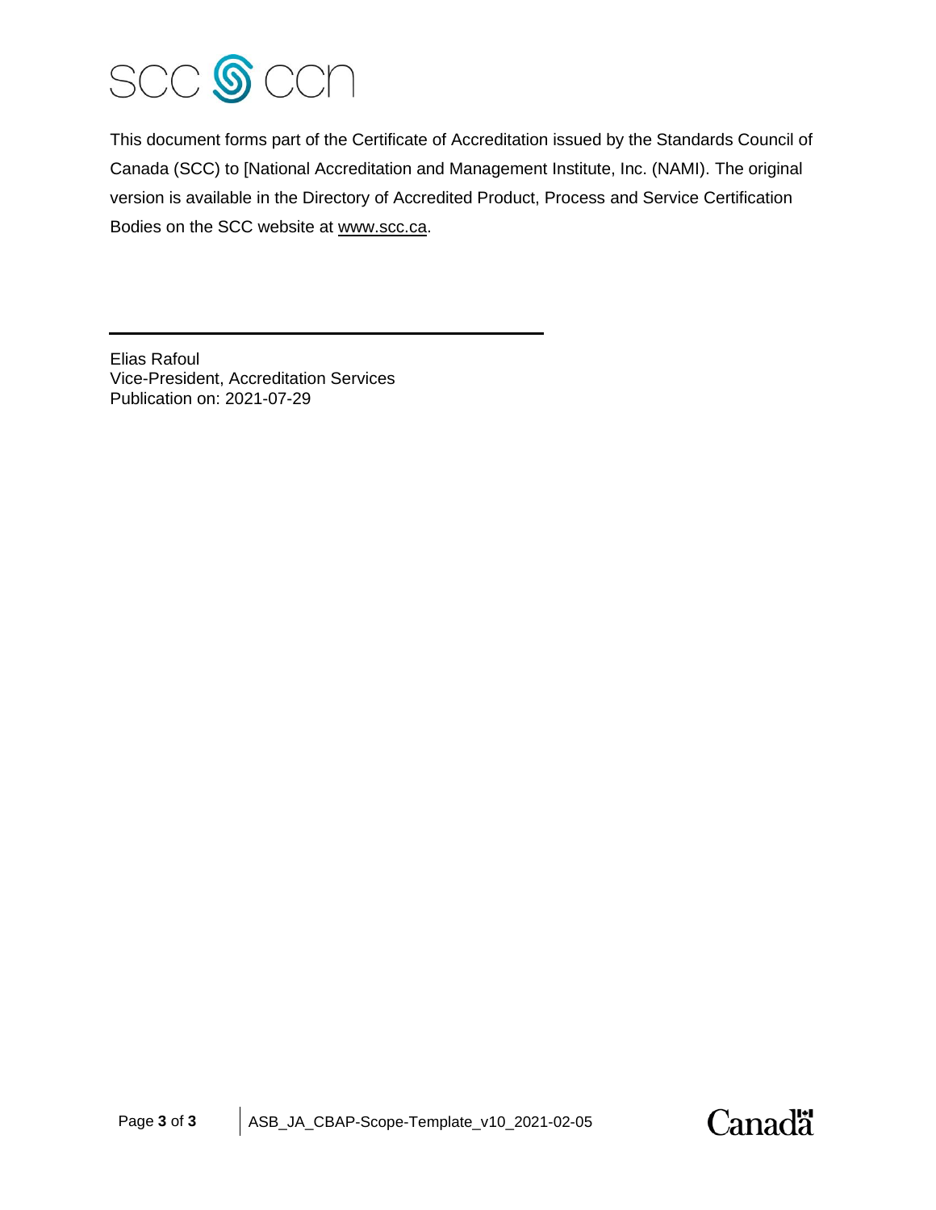This document forms part of the Certificate of Accreditation issued by the Standards Council of Canada (SCC) to [National Accreditation and Management Institute, Inc. (NAMI). The original version is available in the Directory of Accredited Product, Process and Service Certification Bodies on the SCC website at www.scc.ca.

---

Elias Rafoul
Vice-President, Accreditation Services
Publication on: 2021-07-29